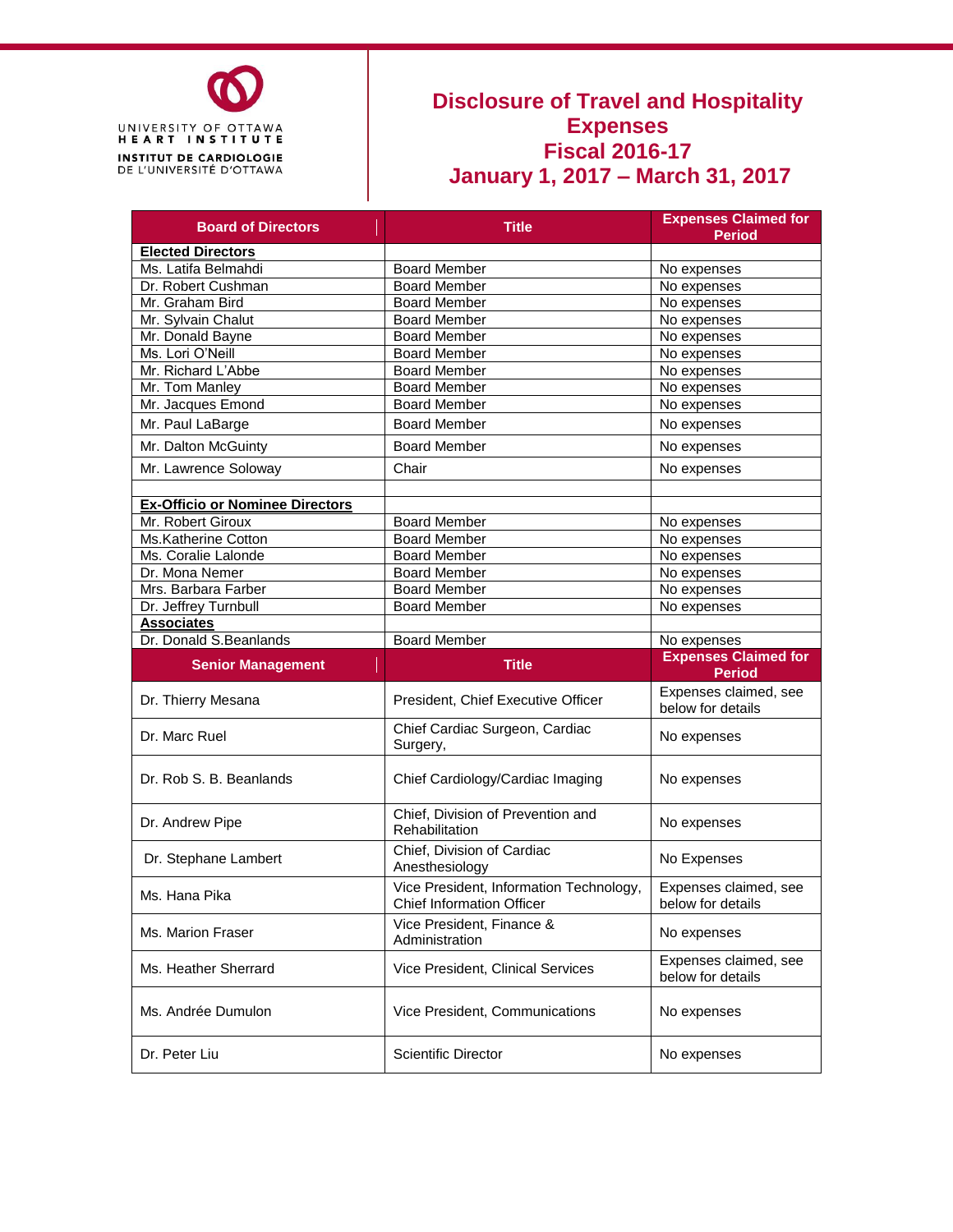UNIVERSITY OF OTTAWA
HEART INSTITUTE
INSTITUT DE CARDIOLOGIE
DE L'UNIVERSITÉ D'OTTAWA

# Disclosure of Travel and Hospitality Expenses
# Fiscal 2016-17
# January 1, 2017 – March 31, 2017

| Board of Directors | Title | Expenses Claimed for Period |
|---|---|---|
| **Elected Directors** | | |
| Ms. Latifa Belmahdi | Board Member | No expenses |
| Dr. Robert Cushman | Board Member | No expenses |
| Mr. Graham Bird | Board Member | No expenses |
| Mr. Sylvain Chalut | Board Member | No expenses |
| Mr. Donald Bayne | Board Member | No expenses |
| Ms. Lori O'Neill | Board Member | No expenses |
| Mr. Richard L'Abbe | Board Member | No expenses |
| Mr. Tom Manley | Board Member | No expenses |
| Mr. Jacques Emond | Board Member | No expenses |
| Mr. Paul LaBarge | Board Member | No expenses |
| Mr. Dalton McGuinty | Board Member | No expenses |
| Mr. Lawrence Soloway | Chair | No expenses |
| | | |
| **Ex-Officio or Nominee Directors** | | |
| Mr. Robert Giroux | Board Member | No expenses |
| Ms.Katherine Cotton | Board Member | No expenses |
| Ms. Coralie Lalonde | Board Member | No expenses |
| Dr. Mona Nemer | Board Member | No expenses |
| Mrs. Barbara Farber | Board Member | No expenses |
| Dr. Jeffrey Turnbull | Board Member | No expenses |
| **Associates** | | |
| Dr. Donald S.Beanlands | Board Member | No expenses |
| **Senior Management** | **Title** | **Expenses Claimed for Period** |
| Dr. Thierry Mesana | President, Chief Executive Officer | Expenses claimed, see below for details |
| Dr. Marc Ruel | Chief Cardiac Surgeon, Cardiac Surgery, | No expenses |
| Dr. Rob S. B. Beanlands | Chief Cardiology/Cardiac Imaging | No expenses |
| Dr. Andrew Pipe | Chief, Division of Prevention and Rehabilitation | No expenses |
| Dr. Stephane Lambert | Chief, Division of Cardiac Anesthesiology | No Expenses |
| Ms. Hana Pika | Vice President, Information Technology, Chief Information Officer | Expenses claimed, see below for details |
| Ms. Marion Fraser | Vice President, Finance & Administration | No expenses |
| Ms. Heather Sherrard | Vice President, Clinical Services | Expenses claimed, see below for details |
| Ms. Andrée Dumulon | Vice President, Communications | No expenses |
| Dr. Peter Liu | Scientific Director | No expenses |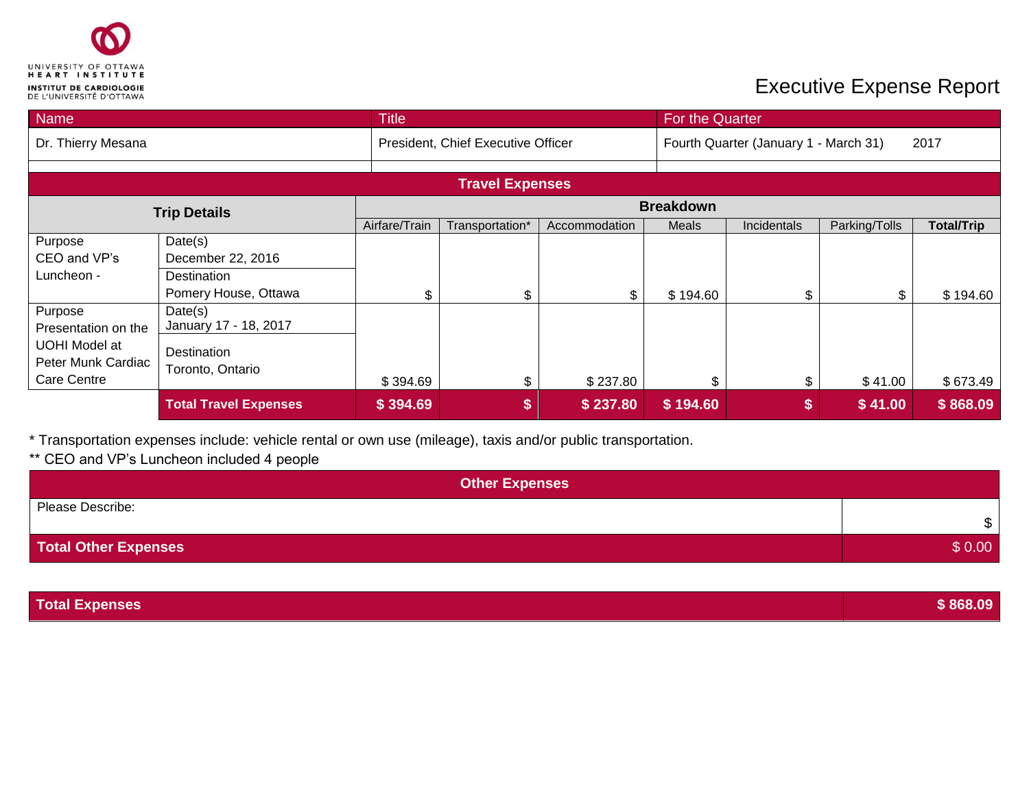UNIVERSITY OF OTTAWA HEART INSTITUTE
INSTITUT DE CARDIOLOGIE DE L'UNIVERSITÉ D'OTTAWA

# Executive Expense Report

| Name | Title | For the Quarter |
|---|---|---|
| Dr. Thierry Mesana | President, Chief Executive Officer | Fourth Quarter (January 1 - March 31) 2017 |

## Travel Expenses

| Trip Details | | Breakdown | | | | | | |
|---|---|---|---|---|---|---|---|---|
| | | Airfare/Train | Transportation* | Accommodation | Meals | Incidentals | Parking/Tolls | **Total/Trip** |
| Purpose CEO and VP's Luncheon - | Date(s) December 22, 2016; Destination Pomery House, Ottawa | $ | $ | $ | $ 194.60 | $ | $ | $ 194.60 |
| Purpose Presentation on the UOHI Model at Peter Munk Cardiac Care Centre | Date(s) January 17 - 18, 2017; Destination Toronto, Ontario | $ 394.69 | $ | $ 237.80 | $ | $ | $ 41.00 | $ 673.49 |
| | **Total Travel Expenses** | **$ 394.69** | **$** | **$ 237.80** | **$ 194.60** | **$** | **$ 41.00** | **$ 868.09** |

* Transportation expenses include: vehicle rental or own use (mileage), taxis and/or public transportation.
** CEO and VP's Luncheon included 4 people

## Other Expenses

| Please Describe: | $ |
|---|---|
| **Total Other Expenses** | $ 0.00 |

| **Total Expenses** | **$ 868.09** |
|---|---|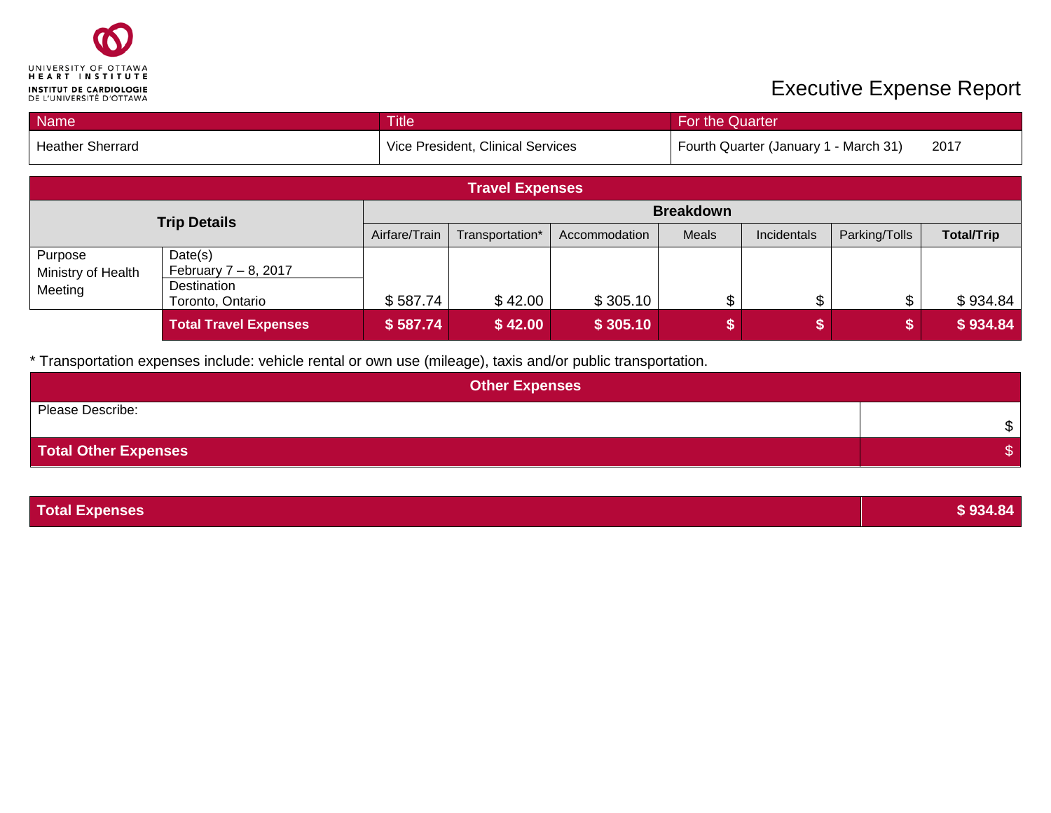UNIVERSITY OF OTTAWA HEART INSTITUTE
INSTITUT DE CARDIOLOGIE DE L'UNIVERSITÉ D'OTTAWA

# Executive Expense Report

| Name | Title | For the Quarter |
|---|---|---|
| Heather Sherrard | Vice President, Clinical Services | Fourth Quarter (January 1 - March 31) 2017 |

| **Travel Expenses** | | | | | | | | |
|---|---|---|---|---|---|---|---|---|
| **Trip Details** | | **Breakdown** | | | | | | |
| | | Airfare/Train | Transportation* | Accommodation | Meals | Incidentals | Parking/Tolls | **Total/Trip** |
| Purpose Ministry of Health Meeting | Date(s) February 7 – 8, 2017 Destination Toronto, Ontario | $ 587.74 | $ 42.00 | $ 305.10 | $ | $ | $ | $ 934.84 |
| | **Total Travel Expenses** | **$ 587.74** | **$ 42.00** | **$ 305.10** | **$** | **$** | **$** | **$ 934.84** |

* Transportation expenses include: vehicle rental or own use (mileage), taxis and/or public transportation.

| **Other Expenses** | |
|---|---|
| Please Describe: | $ |
| **Total Other Expenses** | $ |

| **Total Expenses** | **$ 934.84** |
|---|---|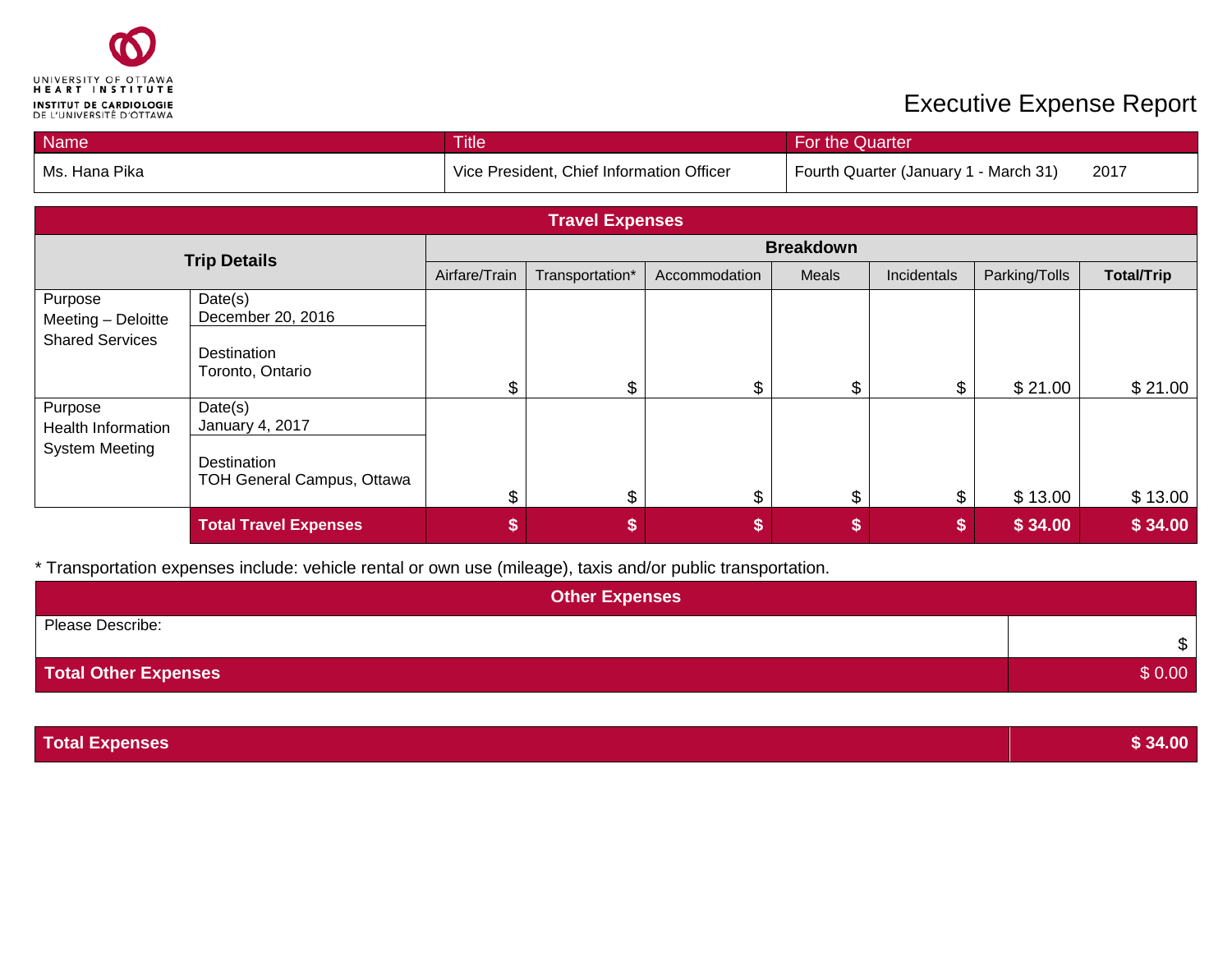UNIVERSITY OF OTTAWA HEART INSTITUTE
INSTITUT DE CARDIOLOGIE DE L'UNIVERSITÉ D'OTTAWA

# Executive Expense Report

| Name | Title | For the Quarter |
|---|---|---|
| Ms. Hana Pika | Vice President, Chief Information Officer | Fourth Quarter (January 1 - March 31) 2017 |

## Travel Expenses

| Trip Details | | Breakdown | | | | | | |
|---|---|---|---|---|---|---|---|---|
| | | Airfare/Train | Transportation* | Accommodation | Meals | Incidentals | Parking/Tolls | **Total/Trip** |
| Purpose<br>Meeting – Deloitte Shared Services | Date(s)<br>December 20, 2016<br>Destination<br>Toronto, Ontario | $ | $ | $ | $ | $ | $ 21.00 | $ 21.00 |
| Purpose<br>Health Information System Meeting | Date(s)<br>January 4, 2017<br>Destination<br>TOH General Campus, Ottawa | $ | $ | $ | $ | $ | $ 13.00 | $ 13.00 |
| | **Total Travel Expenses** | **$** | **$** | **$** | **$** | **$** | **$ 34.00** | **$ 34.00** |

* Transportation expenses include: vehicle rental or own use (mileage), taxis and/or public transportation.

## Other Expenses

| | |
|---|---|
| Please Describe: | $ |
| **Total Other Expenses** | $ 0.00 |

| | |
|---|---|
| **Total Expenses** | **$ 34.00** |